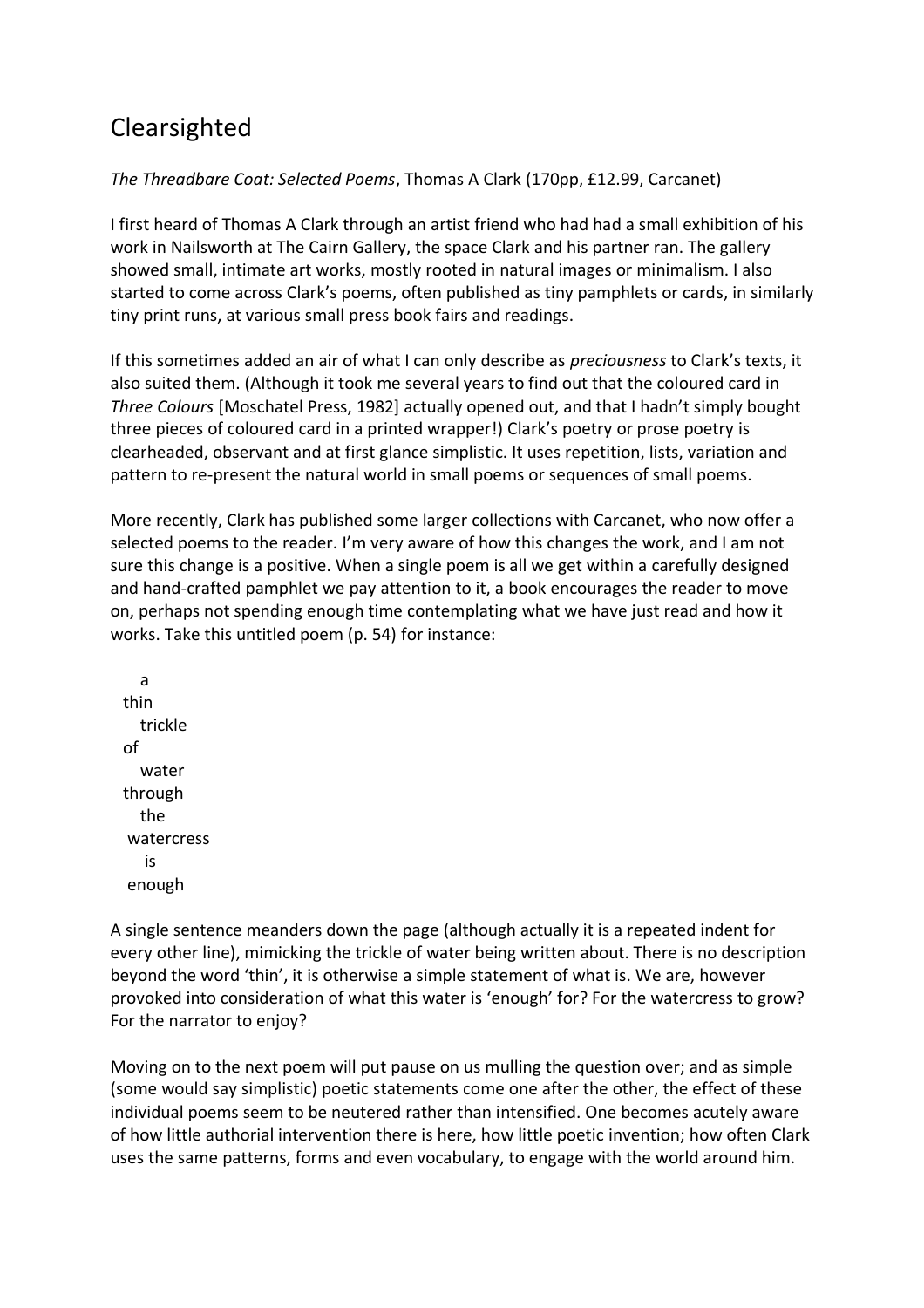# Clearsighted

*The Threadbare Coat: Selected Poems*, Thomas A Clark (170pp, £12.99, Carcanet)

I first heard of Thomas A Clark through an artist friend who had had a small exhibition of his work in Nailsworth at The Cairn Gallery, the space Clark and his partner ran. The gallery showed small, intimate art works, mostly rooted in natural images or minimalism. I also started to come across Clark's poems, often published as tiny pamphlets or cards, in similarly tiny print runs, at various small press book fairs and readings.

If this sometimes added an air of what I can only describe as *preciousness* to Clark's texts, it also suited them. (Although it took me several years to find out that the coloured card in *Three Colours* [Moschatel Press, 1982] actually opened out, and that I hadn't simply bought three pieces of coloured card in a printed wrapper!) Clark's poetry or prose poetry is clearheaded, observant and at first glance simplistic. It uses repetition, lists, variation and pattern to re-present the natural world in small poems or sequences of small poems.

More recently, Clark has published some larger collections with Carcanet, who now offer a selected poems to the reader. I'm very aware of how this changes the work, and I am not sure this change is a positive. When a single poem is all we get within a carefully designed and hand-crafted pamphlet we pay attention to it, a book encourages the reader to move on, perhaps not spending enough time contemplating what we have just read and how it works. Take this untitled poem (p. 54) for instance:

```
   a
 thin
   trickle
 of
   water
 through
   the
  watercress
    is
  enough
```

A single sentence meanders down the page (although actually it is a repeated indent for every other line), mimicking the trickle of water being written about. There is no description beyond the word 'thin', it is otherwise a simple statement of what is. We are, however provoked into consideration of what this water is 'enough' for? For the watercress to grow? For the narrator to enjoy?

Moving on to the next poem will put pause on us mulling the question over; and as simple (some would say simplistic) poetic statements come one after the other, the effect of these individual poems seem to be neutered rather than intensified. One becomes acutely aware of how little authorial intervention there is here, how little poetic invention; how often Clark uses the same patterns, forms and even vocabulary, to engage with the world around him.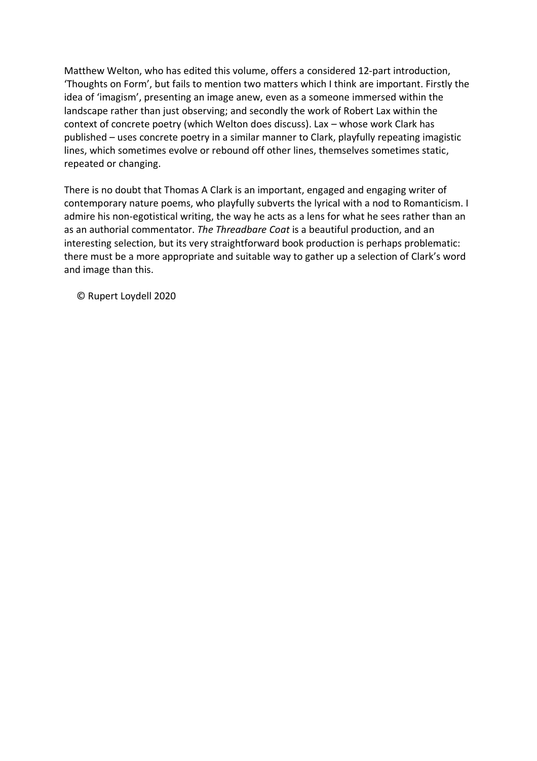Matthew Welton, who has edited this volume, offers a considered 12-part introduction, 'Thoughts on Form', but fails to mention two matters which I think are important. Firstly the idea of 'imagism', presenting an image anew, even as a someone immersed within the landscape rather than just observing; and secondly the work of Robert Lax within the context of concrete poetry (which Welton does discuss). Lax – whose work Clark has published – uses concrete poetry in a similar manner to Clark, playfully repeating imagistic lines, which sometimes evolve or rebound off other lines, themselves sometimes static, repeated or changing.

There is no doubt that Thomas A Clark is an important, engaged and engaging writer of contemporary nature poems, who playfully subverts the lyrical with a nod to Romanticism. I admire his non-egotistical writing, the way he acts as a lens for what he sees rather than an as an authorial commentator. *The Threadbare Coat* is a beautiful production, and an interesting selection, but its very straightforward book production is perhaps problematic: there must be a more appropriate and suitable way to gather up a selection of Clark's word and image than this.

© Rupert Loydell 2020